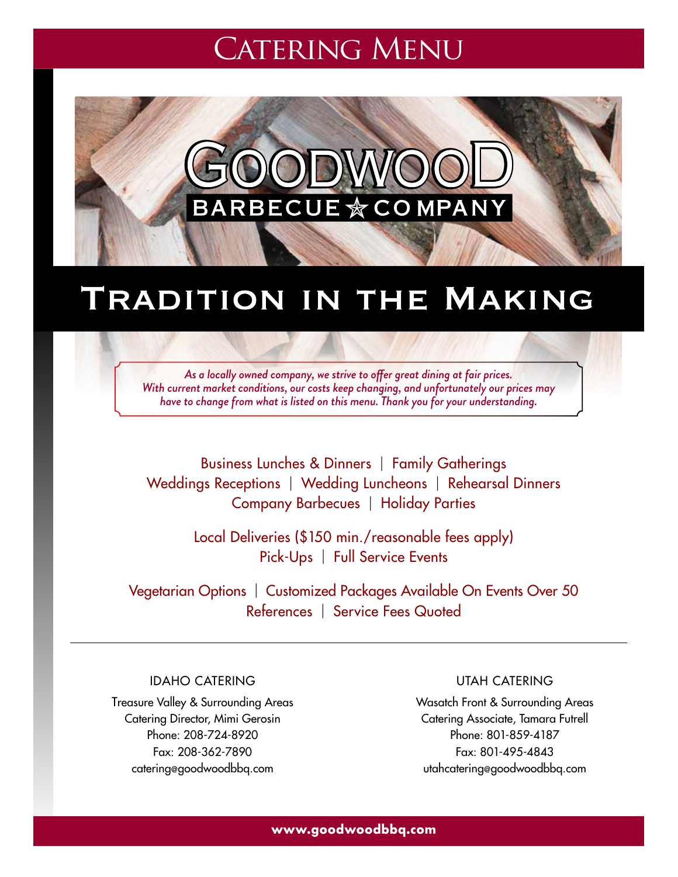# Catering Menu

# Goodwood Barbecue Company

## Tradition in the Making

*As a locally owned company, we strive to offer great dining at fair prices. With current market conditions, our costs keep changing, and unfortunately our prices may have to change from what is listed on this menu. Thank you for your understanding.*

Business Lunches & Dinners | Family Gatherings
Weddings Receptions | Wedding Luncheons | Rehearsal Dinners
Company Barbecues | Holiday Parties

Local Deliveries ($150 min./reasonable fees apply)
Pick-Ups | Full Service Events

Vegetarian Options | Customized Packages Available On Events Over 50
References | Service Fees Quoted

---

IDAHO CATERING

Treasure Valley & Surrounding Areas
Catering Director, Mimi Gerosin
Phone: 208-724-8920
Fax: 208-362-7890
catering@goodwoodbbq.com

UTAH CATERING

Wasatch Front & Surrounding Areas
Catering Associate, Tamara Futrell
Phone: 801-859-4187
Fax: 801-495-4843
utahcatering@goodwoodbbq.com

**www.goodwoodbbq.com**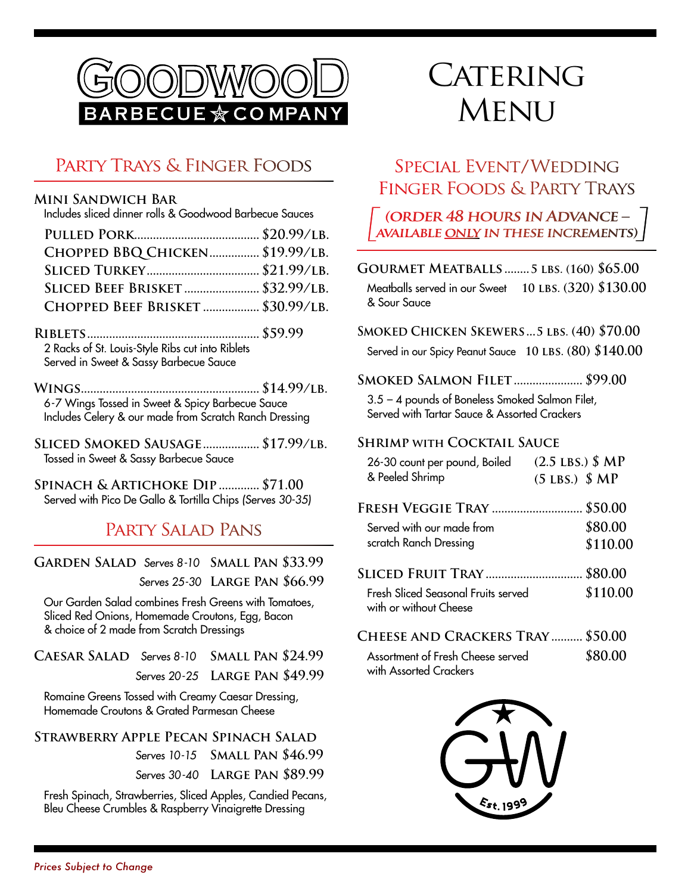# GOODWOOD BARBECUE ☆ COMPANY

# Catering Menu

## Party Trays & Finger Foods

### Mini Sandwich Bar

Includes sliced dinner rolls & Goodwood Barbecue Sauces

- Pulled Pork ........ $20.99/lb.
- Chopped BBQ Chicken ........ $19.99/lb.
- Sliced Turkey ........ $21.99/lb.
- Sliced Beef Brisket ........ $32.99/lb.
- Chopped Beef Brisket ........ $30.99/lb.

**Riblets** ........ $59.99
2 Racks of St. Louis-Style Ribs cut into Riblets
Served in Sweet & Sassy Barbecue Sauce

**Wings** ........ $14.99/lb.
6-7 Wings Tossed in Sweet & Spicy Barbecue Sauce
Includes Celery & our made from Scratch Ranch Dressing

**Sliced Smoked Sausage** ........ $17.99/lb.
Tossed in Sweet & Sassy Barbecue Sauce

**Spinach & Artichoke Dip** ........ $71.00
Served with Pico De Gallo & Tortilla Chips *(Serves 30-35)*

## Party Salad Pans

**Garden Salad**
*Serves 8-10* Small Pan $33.99
*Serves 25-30* Large Pan $66.99

Our Garden Salad combines Fresh Greens with Tomatoes, Sliced Red Onions, Homemade Croutons, Egg, Bacon & choice of 2 made from Scratch Dressings

**Caesar Salad**
*Serves 8-10* Small Pan $24.99
*Serves 20-25* Large Pan $49.99

Romaine Greens Tossed with Creamy Caesar Dressing, Homemade Croutons & Grated Parmesan Cheese

**Strawberry Apple Pecan Spinach Salad**
*Serves 10-15* Small Pan $46.99
*Serves 30-40* Large Pan $89.99

Fresh Spinach, Strawberries, Sliced Apples, Candied Pecans, Bleu Cheese Crumbles & Raspberry Vinaigrette Dressing

## Special Event/Wedding Finger Foods & Party Trays

***(Order 48 hours in advance – available only in these increments)***

**Gourmet Meatballs**
5 lbs. (160) $65.00
10 lbs. (320) $130.00
Meatballs served in our Sweet & Sour Sauce

**Smoked Chicken Skewers**
5 lbs. (40) $70.00
10 lbs. (80) $140.00
Served in our Spicy Peanut Sauce

**Smoked Salmon Filet** ........ $99.00
3.5 – 4 pounds of Boneless Smoked Salmon Filet, Served with Tartar Sauce & Assorted Crackers

**Shrimp with Cocktail Sauce**
26-30 count per pound, Boiled & Peeled Shrimp
(2.5 lbs.) $ MP
(5 lbs.) $ MP

**Fresh Veggie Tray** ........ $50.00 / $80.00 / $110.00
Served with our made from scratch Ranch Dressing

**Sliced Fruit Tray** ........ $80.00 / $110.00
Fresh Sliced Seasonal Fruits served with or without Cheese

**Cheese and Crackers Tray** ........ $50.00 / $80.00
Assortment of Fresh Cheese served with Assorted Crackers

GW Est. 1999

*Prices Subject to Change*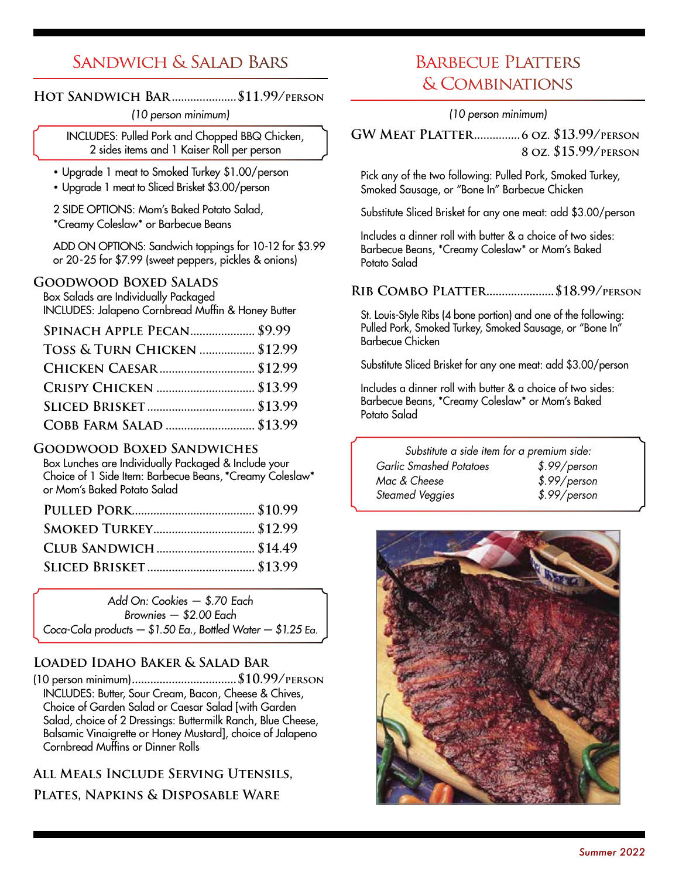## Sandwich & Salad Bars

### Hot Sandwich Bar.....................$11.99/person

*(10 person minimum)*

INCLUDES: Pulled Pork and Chopped BBQ Chicken, 2 sides items and 1 Kaiser Roll per person

- Upgrade 1 meat to Smoked Turkey $1.00/person
- Upgrade 1 meat to Sliced Brisket $3.00/person

2 SIDE OPTIONS: Mom's Baked Potato Salad, *Creamy Coleslaw* or Barbecue Beans

ADD ON OPTIONS: Sandwich toppings for 10-12 for $3.99 or 20-25 for $7.99 (sweet peppers, pickles & onions)

### Goodwood Boxed Salads

Box Salads are Individually Packaged
INCLUDES: Jalapeno Cornbread Muffin & Honey Butter

- Spinach Apple Pecan.................... $9.99
- Toss & Turn Chicken .................. $12.99
- Chicken Caesar.............................. $12.99
- Crispy Chicken ............................... $13.99
- Sliced Brisket................................. $13.99
- Cobb Farm Salad ............................ $13.99

### Goodwood Boxed Sandwiches

Box Lunches are Individually Packaged & Include your Choice of 1 Side Item: Barbecue Beans, *Creamy Coleslaw* or Mom's Baked Potato Salad

- Pulled Pork....................................... $10.99
- Smoked Turkey................................ $12.99
- Club Sandwich ............................... $14.49
- Sliced Brisket.................................. $13.99

*Add On: Cookies — $.70 Each*
*Brownies — $2.00 Each*
*Coca-Cola products — $1.50 Ea., Bottled Water — $1.25 Ea.*

### Loaded Idaho Baker & Salad Bar

(10 person minimum).................................$10.99/person

INCLUDES: Butter, Sour Cream, Bacon, Cheese & Chives, Choice of Garden Salad or Caesar Salad [with Garden Salad, choice of 2 Dressings: Buttermilk Ranch, Blue Cheese, Balsamic Vinaigrette or Honey Mustard], choice of Jalapeno Cornbread Muffins or Dinner Rolls

**All Meals Include Serving Utensils, Plates, Napkins & Disposable Ware**

## Barbecue Platters & Combinations

*(10 person minimum)*

### GW Meat Platter...............6 oz. $13.99/person
### 8 oz. $15.99/person

Pick any of the two following: Pulled Pork, Smoked Turkey, Smoked Sausage, or "Bone In" Barbecue Chicken

Substitute Sliced Brisket for any one meat: add $3.00/person

Includes a dinner roll with butter & a choice of two sides: Barbecue Beans, *Creamy Coleslaw* or Mom's Baked Potato Salad

### Rib Combo Platter......................$18.99/person

St. Louis-Style Ribs (4 bone portion) and one of the following: Pulled Pork, Smoked Turkey, Smoked Sausage, or "Bone In" Barbecue Chicken

Substitute Sliced Brisket for any one meat: add $3.00/person

Includes a dinner roll with butter & a choice of two sides: Barbecue Beans, *Creamy Coleslaw* or Mom's Baked Potato Salad

*Substitute a side item for a premium side:*

| | |
|---|---|
| *Garlic Smashed Potatoes* | *$.99/person* |
| *Mac & Cheese* | *$.99/person* |
| *Steamed Veggies* | *$.99/person* |

*Summer 2022*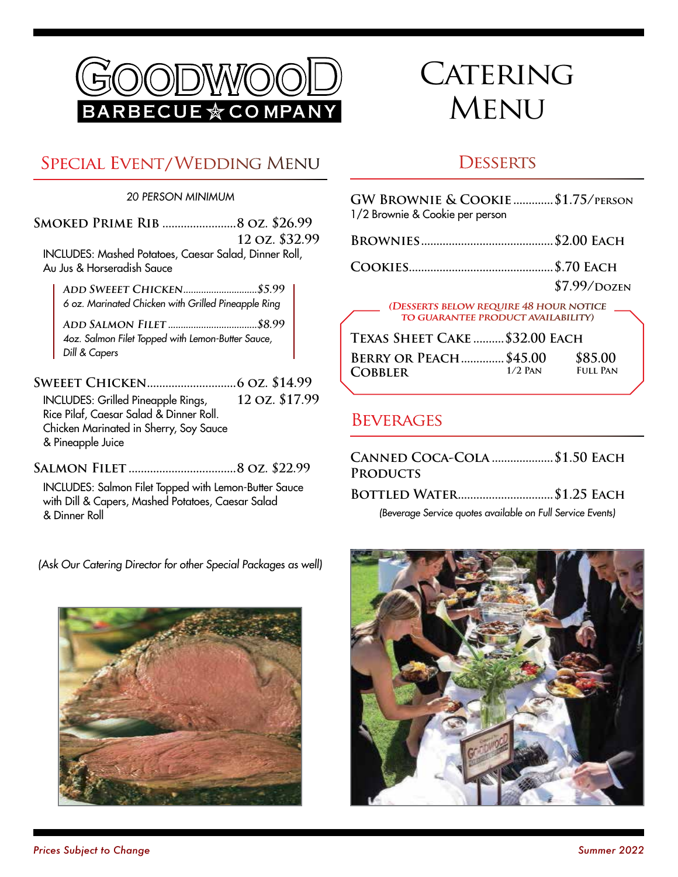# Goodwood Barbecue Company

# Catering Menu

## Special Event/Wedding Menu

*20 PERSON MINIMUM*

**Smoked Prime Rib** ........................ 8 oz. $26.99
12 oz. $32.99

INCLUDES: Mashed Potatoes, Caesar Salad, Dinner Roll, Au Jus & Horseradish Sauce

> *Add Sweeet Chicken* ............................. *$5.99*
> *6 oz. Marinated Chicken with Grilled Pineapple Ring*
>
> *Add Salmon Filet* .................................. *$8.99*
> *4oz. Salmon Filet Topped with Lemon-Butter Sauce, Dill & Capers*

**Sweeet Chicken** ............................. 6 oz. $14.99
12 oz. $17.99

INCLUDES: Grilled Pineapple Rings, Rice Pilaf, Caesar Salad & Dinner Roll. Chicken Marinated in Sherry, Soy Sauce & Pineapple Juice

**Salmon Filet** .................................. 8 oz. $22.99

INCLUDES: Salmon Filet Topped with Lemon-Butter Sauce with Dill & Capers, Mashed Potatoes, Caesar Salad & Dinner Roll

*(Ask Our Catering Director for other Special Packages as well)*

## Desserts

**GW Brownie & Cookie** ............. $1.75/person
1/2 Brownie & Cookie per person

**Brownies** ........................................... $2.00 Each

**Cookies** ............................................... $.70 Each
$7.99/Dozen

*(Desserts below require 48 hour notice to guarantee product availability)*

**Texas Sheet Cake** .......... $32.00 Each

**Berry or Peach Cobbler** .............. $45.00 1/2 Pan — $85.00 Full Pan

## Beverages

**Canned Coca-Cola Products** .................... $1.50 Each

**Bottled Water** .............................. $1.25 Each

*(Beverage Service quotes available on Full Service Events)*

*Prices Subject to Change* — *Summer 2022*